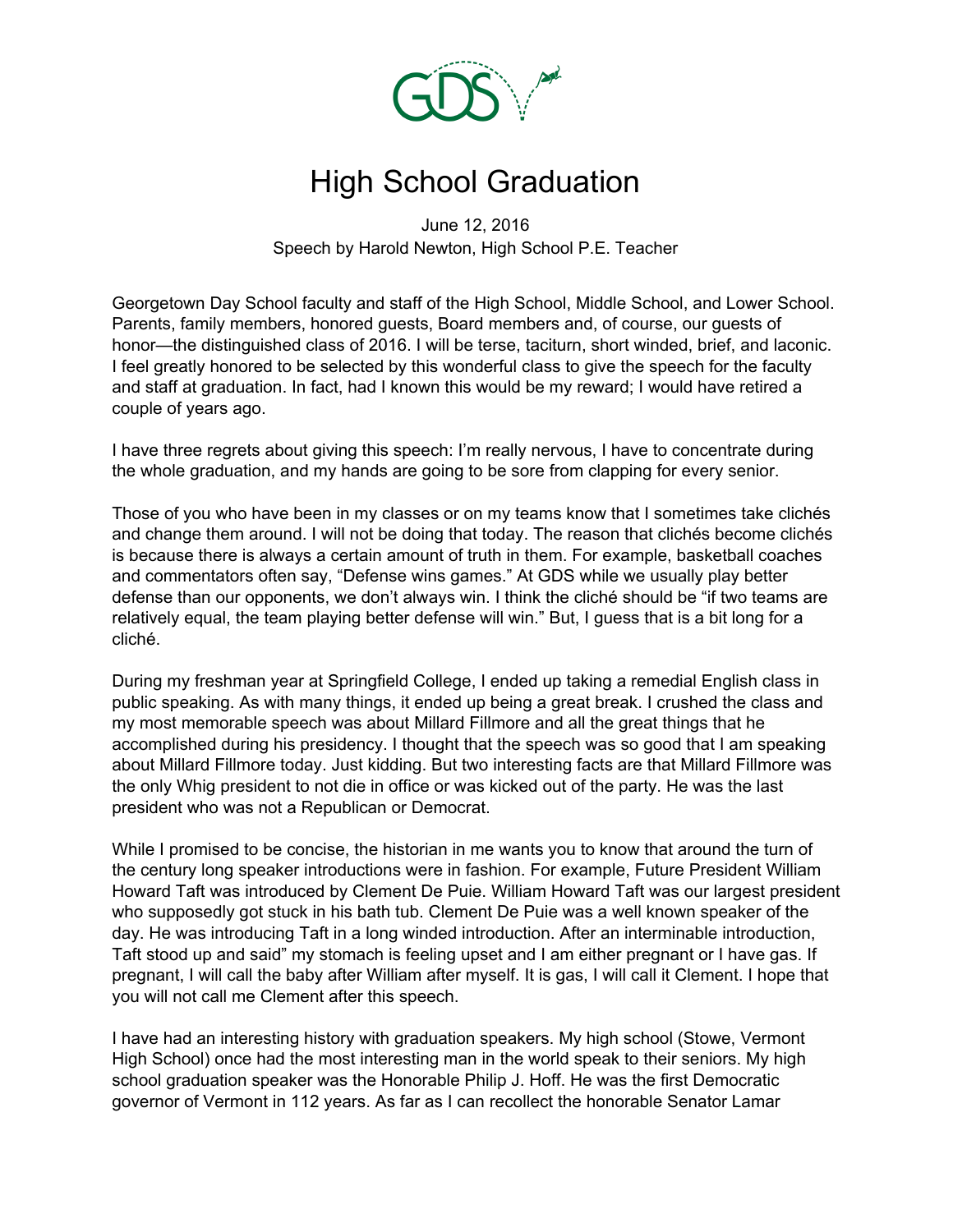# High School Graduation

June 12, 2016
Speech by Harold Newton, High School P.E. Teacher

Georgetown Day School faculty and staff of the High School, Middle School, and Lower School. Parents, family members, honored guests, Board members and, of course, our guests of honor—the distinguished class of 2016. I will be terse, taciturn, short winded, brief, and laconic. I feel greatly honored to be selected by this wonderful class to give the speech for the faculty and staff at graduation. In fact, had I known this would be my reward; I would have retired a couple of years ago.

I have three regrets about giving this speech: I'm really nervous, I have to concentrate during the whole graduation, and my hands are going to be sore from clapping for every senior.

Those of you who have been in my classes or on my teams know that I sometimes take clichés and change them around. I will not be doing that today. The reason that clichés become clichés is because there is always a certain amount of truth in them. For example, basketball coaches and commentators often say, "Defense wins games." At GDS while we usually play better defense than our opponents, we don't always win. I think the cliché should be "if two teams are relatively equal, the team playing better defense will win." But, I guess that is a bit long for a cliché.

During my freshman year at Springfield College, I ended up taking a remedial English class in public speaking. As with many things, it ended up being a great break. I crushed the class and my most memorable speech was about Millard Fillmore and all the great things that he accomplished during his presidency. I thought that the speech was so good that I am speaking about Millard Fillmore today. Just kidding. But two interesting facts are that Millard Fillmore was the only Whig president to not die in office or was kicked out of the party. He was the last president who was not a Republican or Democrat.

While I promised to be concise, the historian in me wants you to know that around the turn of the century long speaker introductions were in fashion. For example, Future President William Howard Taft was introduced by Clement De Puie. William Howard Taft was our largest president who supposedly got stuck in his bath tub. Clement De Puie was a well known speaker of the day. He was introducing Taft in a long winded introduction. After an interminable introduction, Taft stood up and said" my stomach is feeling upset and I am either pregnant or I have gas. If pregnant, I will call the baby after William after myself. It is gas, I will call it Clement. I hope that you will not call me Clement after this speech.

I have had an interesting history with graduation speakers. My high school (Stowe, Vermont High School) once had the most interesting man in the world speak to their seniors. My high school graduation speaker was the Honorable Philip J. Hoff. He was the first Democratic governor of Vermont in 112 years. As far as I can recollect the honorable Senator Lamar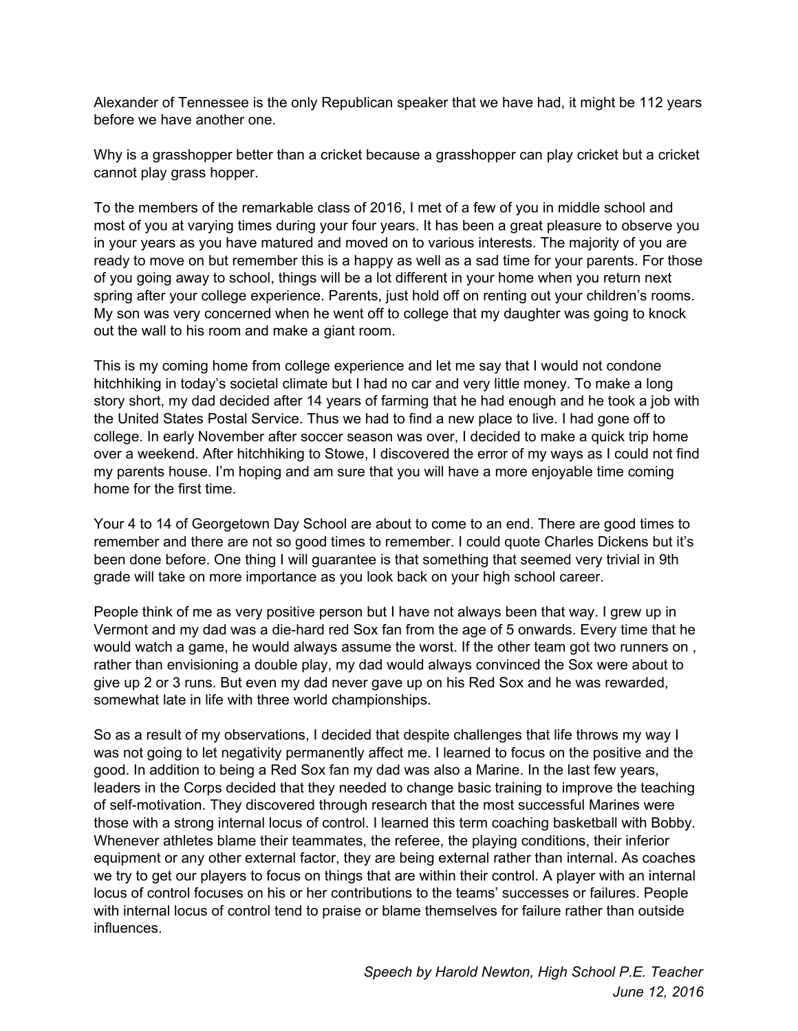Alexander of Tennessee is the only Republican speaker that we have had, it might be 112 years before we have another one.

Why is a grasshopper better than a cricket because a grasshopper can play cricket but a cricket cannot play grass hopper.

To the members of the remarkable class of 2016, I met of a few of you in middle school and most of you at varying times during your four years. It has been a great pleasure to observe you in your years as you have matured and moved on to various interests. The majority of you are ready to move on but remember this is a happy as well as a sad time for your parents. For those of you going away to school, things will be a lot different in your home when you return next spring after your college experience. Parents, just hold off on renting out your children's rooms. My son was very concerned when he went off to college that my daughter was going to knock out the wall to his room and make a giant room.

This is my coming home from college experience and let me say that I would not condone hitchhiking in today's societal climate but I had no car and very little money. To make a long story short, my dad decided after 14 years of farming that he had enough and he took a job with the United States Postal Service. Thus we had to find a new place to live. I had gone off to college. In early November after soccer season was over, I decided to make a quick trip home over a weekend. After hitchhiking to Stowe, I discovered the error of my ways as I could not find my parents house. I'm hoping and am sure that you will have a more enjoyable time coming home for the first time.

Your 4 to 14 of Georgetown Day School are about to come to an end. There are good times to remember and there are not so good times to remember. I could quote Charles Dickens but it's been done before. One thing I will guarantee is that something that seemed very trivial in 9th grade will take on more importance as you look back on your high school career.

People think of me as very positive person but I have not always been that way. I grew up in Vermont and my dad was a die-hard red Sox fan from the age of 5 onwards. Every time that he would watch a game, he would always assume the worst. If the other team got two runners on , rather than envisioning a double play, my dad would always convinced the Sox were about to give up 2 or 3 runs. But even my dad never gave up on his Red Sox and he was rewarded, somewhat late in life with three world championships.

So as a result of my observations, I decided that despite challenges that life throws my way I was not going to let negativity permanently affect me. I learned to focus on the positive and the good. In addition to being a Red Sox fan my dad was also a Marine. In the last few years, leaders in the Corps decided that they needed to change basic training to improve the teaching of self-motivation. They discovered through research that the most successful Marines were those with a strong internal locus of control. I learned this term coaching basketball with Bobby. Whenever athletes blame their teammates, the referee, the playing conditions, their inferior equipment or any other external factor, they are being external rather than internal. As coaches we try to get our players to focus on things that are within their control. A player with an internal locus of control focuses on his or her contributions to the teams' successes or failures. People with internal locus of control tend to praise or blame themselves for failure rather than outside influences.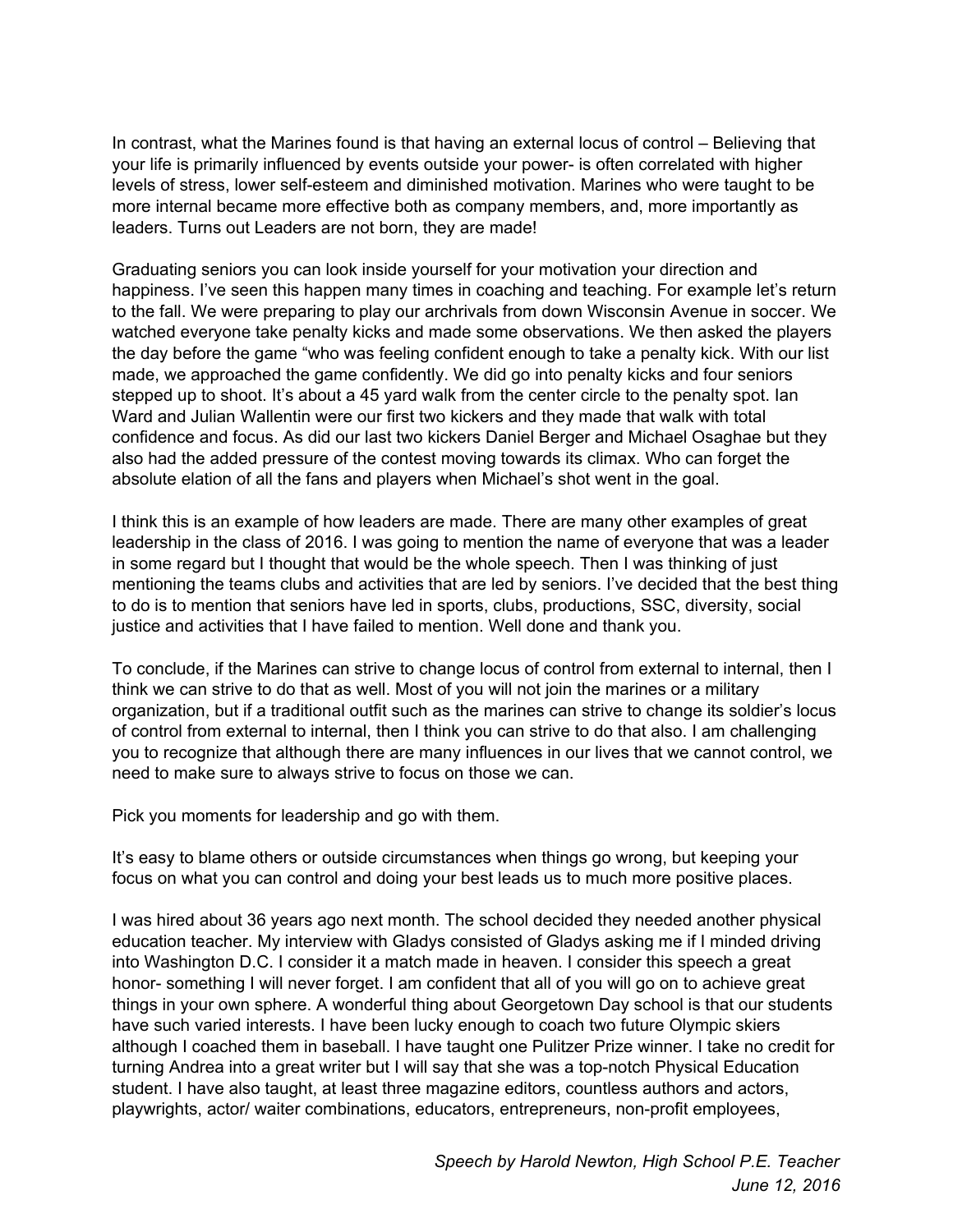In contrast, what the Marines found is that having an external locus of control – Believing that your life is primarily influenced by events outside your power- is often correlated with higher levels of stress, lower self-esteem and diminished motivation. Marines who were taught to be more internal became more effective both as company members, and, more importantly as leaders. Turns out Leaders are not born, they are made!

Graduating seniors you can look inside yourself for your motivation your direction and happiness. I've seen this happen many times in coaching and teaching. For example let's return to the fall. We were preparing to play our archrivals from down Wisconsin Avenue in soccer. We watched everyone take penalty kicks and made some observations. We then asked the players the day before the game "who was feeling confident enough to take a penalty kick. With our list made, we approached the game confidently. We did go into penalty kicks and four seniors stepped up to shoot. It's about a 45 yard walk from the center circle to the penalty spot. Ian Ward and Julian Wallentin were our first two kickers and they made that walk with total confidence and focus. As did our last two kickers Daniel Berger and Michael Osaghae but they also had the added pressure of the contest moving towards its climax. Who can forget the absolute elation of all the fans and players when Michael's shot went in the goal.

I think this is an example of how leaders are made. There are many other examples of great leadership in the class of 2016. I was going to mention the name of everyone that was a leader in some regard but I thought that would be the whole speech. Then I was thinking of just mentioning the teams clubs and activities that are led by seniors. I've decided that the best thing to do is to mention that seniors have led in sports, clubs, productions, SSC, diversity, social justice and activities that I have failed to mention. Well done and thank you.

To conclude, if the Marines can strive to change locus of control from external to internal, then I think we can strive to do that as well. Most of you will not join the marines or a military organization, but if a traditional outfit such as the marines can strive to change its soldier's locus of control from external to internal, then I think you can strive to do that also. I am challenging you to recognize that although there are many influences in our lives that we cannot control, we need to make sure to always strive to focus on those we can.

Pick you moments for leadership and go with them.

It's easy to blame others or outside circumstances when things go wrong, but keeping your focus on what you can control and doing your best leads us to much more positive places.

I was hired about 36 years ago next month. The school decided they needed another physical education teacher. My interview with Gladys consisted of Gladys asking me if I minded driving into Washington D.C. I consider it a match made in heaven. I consider this speech a great honor- something I will never forget. I am confident that all of you will go on to achieve great things in your own sphere. A wonderful thing about Georgetown Day school is that our students have such varied interests. I have been lucky enough to coach two future Olympic skiers although I coached them in baseball. I have taught one Pulitzer Prize winner. I take no credit for turning Andrea into a great writer but I will say that she was a top-notch Physical Education student. I have also taught, at least three magazine editors, countless authors and actors, playwrights, actor/ waiter combinations, educators, entrepreneurs, non-profit employees,

*Speech by Harold Newton, High School P.E. Teacher*
*June 12, 2016*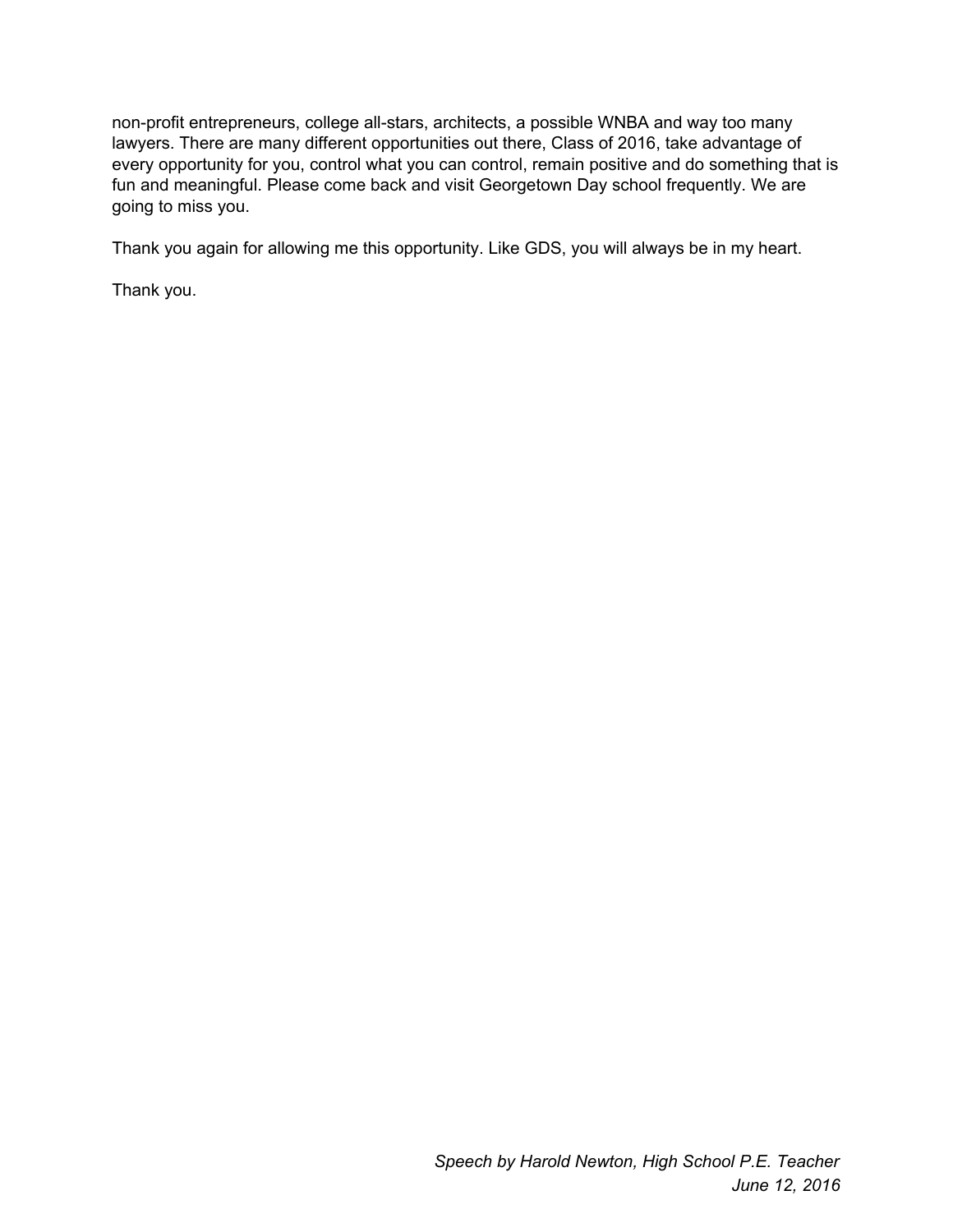non-profit entrepreneurs, college all-stars, architects, a possible WNBA and way too many lawyers. There are many different opportunities out there, Class of 2016, take advantage of every opportunity for you, control what you can control, remain positive and do something that is fun and meaningful. Please come back and visit Georgetown Day school frequently. We are going to miss you.

Thank you again for allowing me this opportunity. Like GDS, you will always be in my heart.

Thank you.

*Speech by Harold Newton, High School P.E. Teacher*
*June 12, 2016*